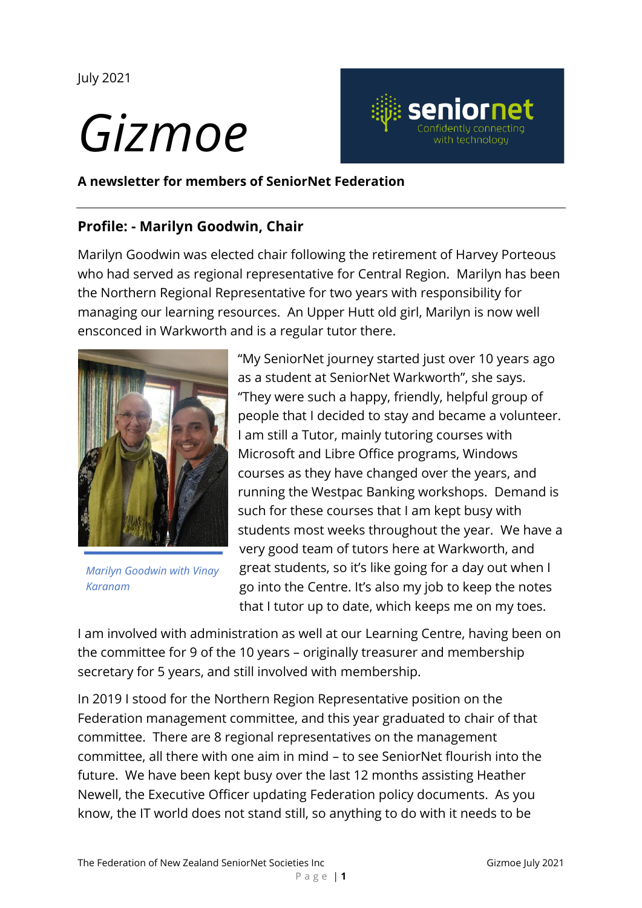July 2021

# Gizmoe

seniornet
Confidently connecting with technology

**A newsletter for members of SeniorNet Federation**

## Profile: - Marilyn Goodwin, Chair

Marilyn Goodwin was elected chair following the retirement of Harvey Porteous who had served as regional representative for Central Region. Marilyn has been the Northern Regional Representative for two years with responsibility for managing our learning resources. An Upper Hutt old girl, Marilyn is now well ensconced in Warkworth and is a regular tutor there.

*Marilyn Goodwin with Vinay Karanam*

"My SeniorNet journey started just over 10 years ago as a student at SeniorNet Warkworth", she says. "They were such a happy, friendly, helpful group of people that I decided to stay and became a volunteer. I am still a Tutor, mainly tutoring courses with Microsoft and Libre Office programs, Windows courses as they have changed over the years, and running the Westpac Banking workshops. Demand is such for these courses that I am kept busy with students most weeks throughout the year. We have a very good team of tutors here at Warkworth, and great students, so it's like going for a day out when I go into the Centre. It's also my job to keep the notes that I tutor up to date, which keeps me on my toes.

I am involved with administration as well at our Learning Centre, having been on the committee for 9 of the 10 years – originally treasurer and membership secretary for 5 years, and still involved with membership.

In 2019 I stood for the Northern Region Representative position on the Federation management committee, and this year graduated to chair of that committee. There are 8 regional representatives on the management committee, all there with one aim in mind – to see SeniorNet flourish into the future. We have been kept busy over the last 12 months assisting Heather Newell, the Executive Officer updating Federation policy documents. As you know, the IT world does not stand still, so anything to do with it needs to be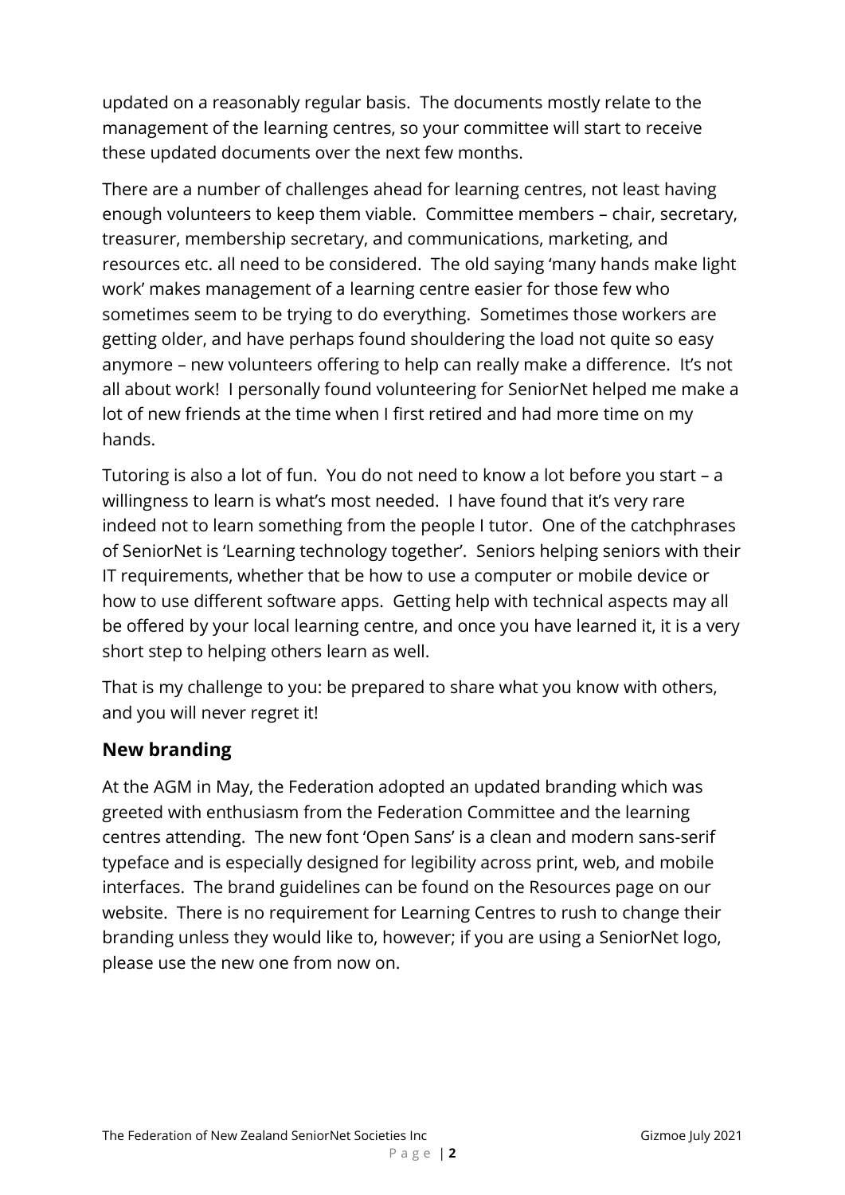updated on a reasonably regular basis. The documents mostly relate to the management of the learning centres, so your committee will start to receive these updated documents over the next few months.

There are a number of challenges ahead for learning centres, not least having enough volunteers to keep them viable. Committee members – chair, secretary, treasurer, membership secretary, and communications, marketing, and resources etc. all need to be considered. The old saying 'many hands make light work' makes management of a learning centre easier for those few who sometimes seem to be trying to do everything. Sometimes those workers are getting older, and have perhaps found shouldering the load not quite so easy anymore – new volunteers offering to help can really make a difference. It's not all about work! I personally found volunteering for SeniorNet helped me make a lot of new friends at the time when I first retired and had more time on my hands.

Tutoring is also a lot of fun. You do not need to know a lot before you start – a willingness to learn is what's most needed. I have found that it's very rare indeed not to learn something from the people I tutor. One of the catchphrases of SeniorNet is 'Learning technology together'. Seniors helping seniors with their IT requirements, whether that be how to use a computer or mobile device or how to use different software apps. Getting help with technical aspects may all be offered by your local learning centre, and once you have learned it, it is a very short step to helping others learn as well.

That is my challenge to you: be prepared to share what you know with others, and you will never regret it!

## New branding

At the AGM in May, the Federation adopted an updated branding which was greeted with enthusiasm from the Federation Committee and the learning centres attending. The new font 'Open Sans' is a clean and modern sans-serif typeface and is especially designed for legibility across print, web, and mobile interfaces. The brand guidelines can be found on the Resources page on our website. There is no requirement for Learning Centres to rush to change their branding unless they would like to, however; if you are using a SeniorNet logo, please use the new one from now on.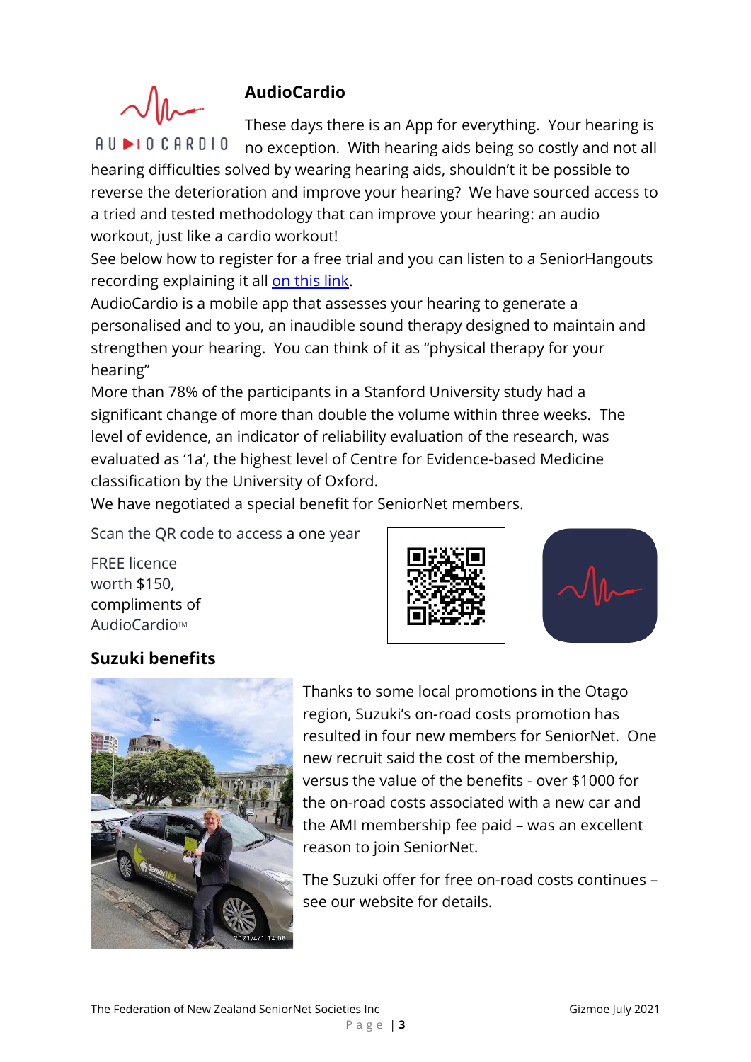## AudioCardio

These days there is an App for everything. Your hearing is no exception. With hearing aids being so costly and not all hearing difficulties solved by wearing hearing aids, shouldn't it be possible to reverse the deterioration and improve your hearing? We have sourced access to a tried and tested methodology that can improve your hearing: an audio workout, just like a cardio workout!

See below how to register for a free trial and you can listen to a SeniorHangouts recording explaining it all [on this link].

AudioCardio is a mobile app that assesses your hearing to generate a personalised and to you, an inaudible sound therapy designed to maintain and strengthen your hearing. You can think of it as "physical therapy for your hearing"

More than 78% of the participants in a Stanford University study had a significant change of more than double the volume within three weeks. The level of evidence, an indicator of reliability evaluation of the research, was evaluated as '1a', the highest level of Centre for Evidence-based Medicine classification by the University of Oxford.

We have negotiated a special benefit for SeniorNet members.

Scan the QR code to access a one year FREE licence worth $150, compliments of AudioCardio™

## Suzuki benefits

Thanks to some local promotions in the Otago region, Suzuki's on-road costs promotion has resulted in four new members for SeniorNet. One new recruit said the cost of the membership, versus the value of the benefits - over $1000 for the on-road costs associated with a new car and the AMI membership fee paid – was an excellent reason to join SeniorNet.

The Suzuki offer for free on-road costs continues – see our website for details.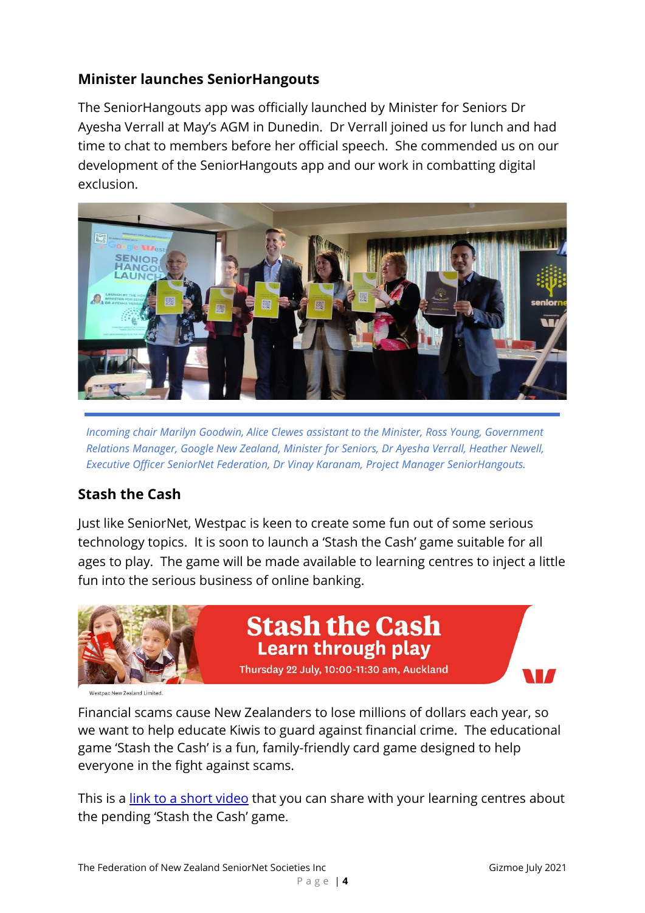## Minister launches SeniorHangouts

The SeniorHangouts app was officially launched by Minister for Seniors Dr Ayesha Verrall at May's AGM in Dunedin. Dr Verrall joined us for lunch and had time to chat to members before her official speech. She commended us on our development of the SeniorHangouts app and our work in combatting digital exclusion.

*Incoming chair Marilyn Goodwin, Alice Clewes assistant to the Minister, Ross Young, Government Relations Manager, Google New Zealand, Minister for Seniors, Dr Ayesha Verrall, Heather Newell, Executive Officer SeniorNet Federation, Dr Vinay Karanam, Project Manager SeniorHangouts.*

## Stash the Cash

Just like SeniorNet, Westpac is keen to create some fun out of some serious technology topics. It is soon to launch a 'Stash the Cash' game suitable for all ages to play. The game will be made available to learning centres to inject a little fun into the serious business of online banking.

Financial scams cause New Zealanders to lose millions of dollars each year, so we want to help educate Kiwis to guard against financial crime. The educational game 'Stash the Cash' is a fun, family-friendly card game designed to help everyone in the fight against scams.

This is a link to a short video that you can share with your learning centres about the pending 'Stash the Cash' game.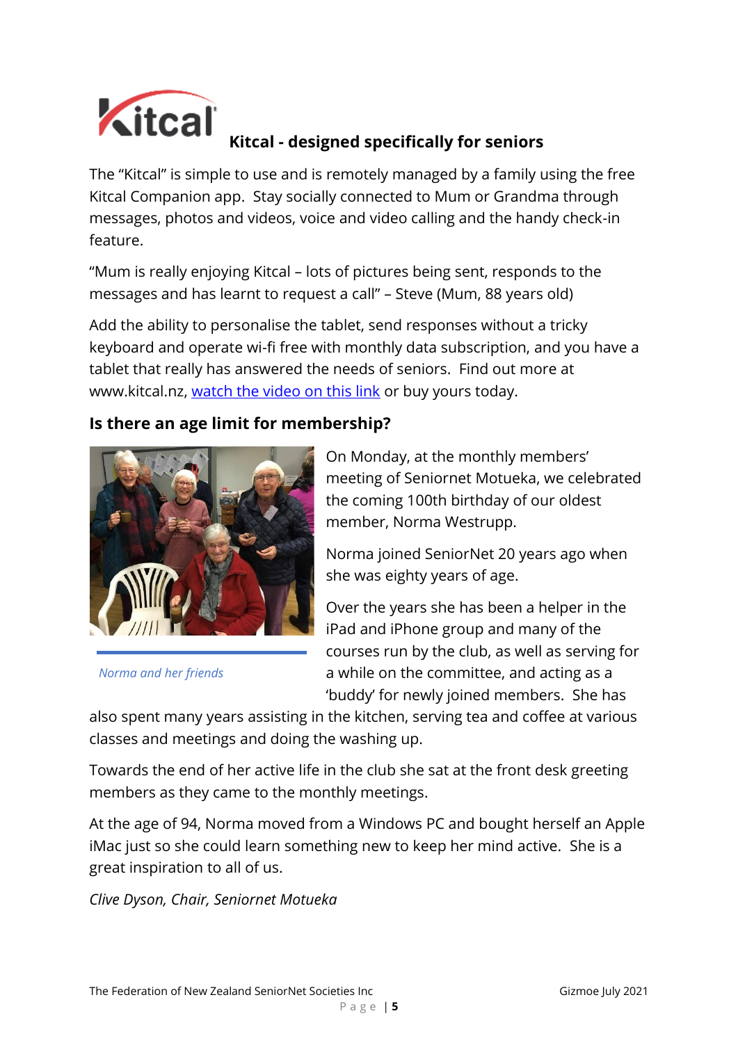## Kitcal - designed specifically for seniors

The "Kitcal" is simple to use and is remotely managed by a family using the free Kitcal Companion app. Stay socially connected to Mum or Grandma through messages, photos and videos, voice and video calling and the handy check-in feature.

"Mum is really enjoying Kitcal – lots of pictures being sent, responds to the messages and has learnt to request a call" – Steve (Mum, 88 years old)

Add the ability to personalise the tablet, send responses without a tricky keyboard and operate wi-fi free with monthly data subscription, and you have a tablet that really has answered the needs of seniors. Find out more at www.kitcal.nz, watch the video on this link or buy yours today.

## Is there an age limit for membership?

*Norma and her friends*

On Monday, at the monthly members' meeting of Seniornet Motueka, we celebrated the coming 100th birthday of our oldest member, Norma Westrupp.

Norma joined SeniorNet 20 years ago when she was eighty years of age.

Over the years she has been a helper in the iPad and iPhone group and many of the courses run by the club, as well as serving for a while on the committee, and acting as a 'buddy' for newly joined members. She has also spent many years assisting in the kitchen, serving tea and coffee at various classes and meetings and doing the washing up.

Towards the end of her active life in the club she sat at the front desk greeting members as they came to the monthly meetings.

At the age of 94, Norma moved from a Windows PC and bought herself an Apple iMac just so she could learn something new to keep her mind active. She is a great inspiration to all of us.

*Clive Dyson, Chair, Seniornet Motueka*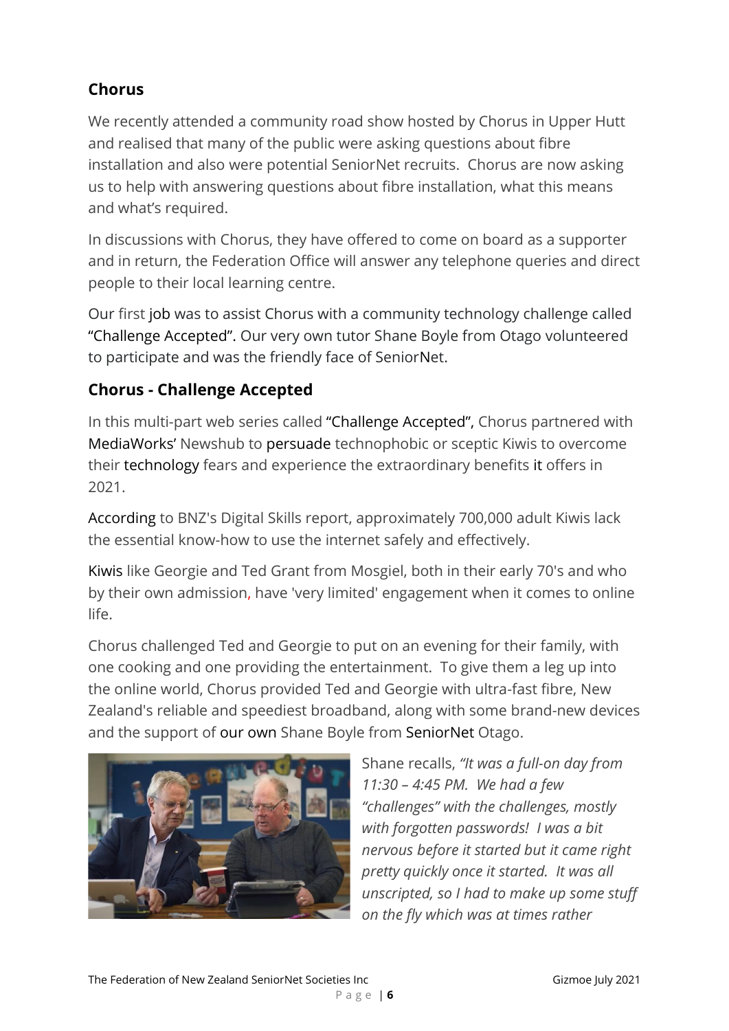## Chorus

We recently attended a community road show hosted by Chorus in Upper Hutt and realised that many of the public were asking questions about fibre installation and also were potential SeniorNet recruits. Chorus are now asking us to help with answering questions about fibre installation, what this means and what's required.

In discussions with Chorus, they have offered to come on board as a supporter and in return, the Federation Office will answer any telephone queries and direct people to their local learning centre.

Our first job was to assist Chorus with a community technology challenge called "Challenge Accepted". Our very own tutor Shane Boyle from Otago volunteered to participate and was the friendly face of SeniorNet.

## Chorus - Challenge Accepted

In this multi-part web series called "Challenge Accepted", Chorus partnered with MediaWorks' Newshub to persuade technophobic or sceptic Kiwis to overcome their technology fears and experience the extraordinary benefits it offers in 2021.

According to BNZ's Digital Skills report, approximately 700,000 adult Kiwis lack the essential know-how to use the internet safely and effectively.

Kiwis like Georgie and Ted Grant from Mosgiel, both in their early 70's and who by their own admission, have 'very limited' engagement when it comes to online life.

Chorus challenged Ted and Georgie to put on an evening for their family, with one cooking and one providing the entertainment. To give them a leg up into the online world, Chorus provided Ted and Georgie with ultra-fast fibre, New Zealand's reliable and speediest broadband, along with some brand-new devices and the support of our own Shane Boyle from SeniorNet Otago.

Shane recalls, *"It was a full-on day from 11:30 – 4:45 PM. We had a few "challenges" with the challenges, mostly with forgotten passwords! I was a bit nervous before it started but it came right pretty quickly once it started. It was all unscripted, so I had to make up some stuff on the fly which was at times rather*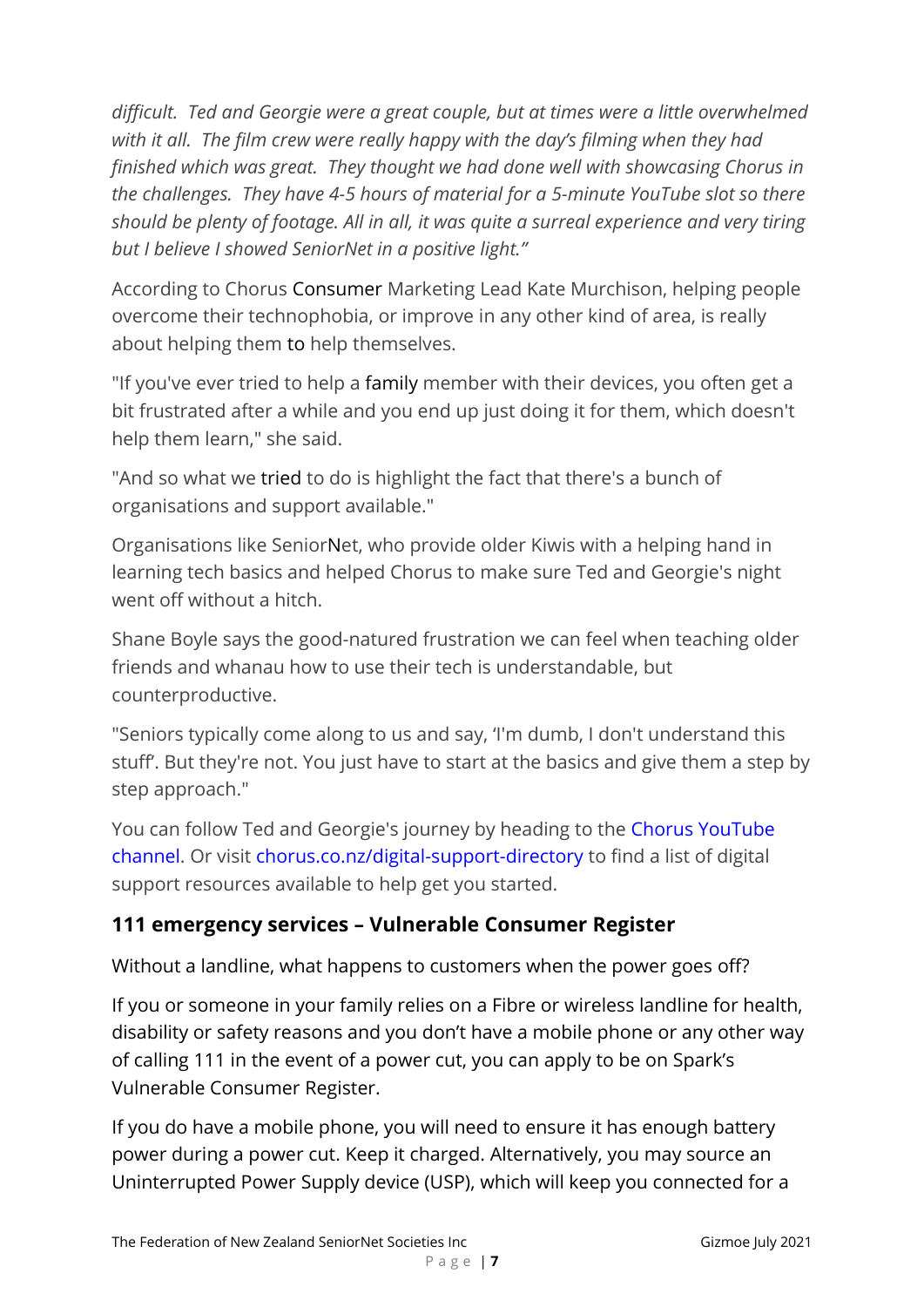*difficult. Ted and Georgie were a great couple, but at times were a little overwhelmed with it all. The film crew were really happy with the day's filming when they had finished which was great. They thought we had done well with showcasing Chorus in the challenges. They have 4-5 hours of material for a 5-minute YouTube slot so there should be plenty of footage. All in all, it was quite a surreal experience and very tiring but I believe I showed SeniorNet in a positive light."*

According to Chorus Consumer Marketing Lead Kate Murchison, helping people overcome their technophobia, or improve in any other kind of area, is really about helping them to help themselves.

"If you've ever tried to help a family member with their devices, you often get a bit frustrated after a while and you end up just doing it for them, which doesn't help them learn," she said.

"And so what we tried to do is highlight the fact that there's a bunch of organisations and support available."

Organisations like SeniorNet, who provide older Kiwis with a helping hand in learning tech basics and helped Chorus to make sure Ted and Georgie's night went off without a hitch.

Shane Boyle says the good-natured frustration we can feel when teaching older friends and whanau how to use their tech is understandable, but counterproductive.

"Seniors typically come along to us and say, 'I'm dumb, I don't understand this stuff'. But they're not. You just have to start at the basics and give them a step by step approach."

You can follow Ted and Georgie's journey by heading to the Chorus YouTube channel. Or visit chorus.co.nz/digital-support-directory to find a list of digital support resources available to help get you started.

### 111 emergency services – Vulnerable Consumer Register

Without a landline, what happens to customers when the power goes off?

If you or someone in your family relies on a Fibre or wireless landline for health, disability or safety reasons and you don't have a mobile phone or any other way of calling 111 in the event of a power cut, you can apply to be on Spark's Vulnerable Consumer Register.

If you do have a mobile phone, you will need to ensure it has enough battery power during a power cut. Keep it charged. Alternatively, you may source an Uninterrupted Power Supply device (USP), which will keep you connected for a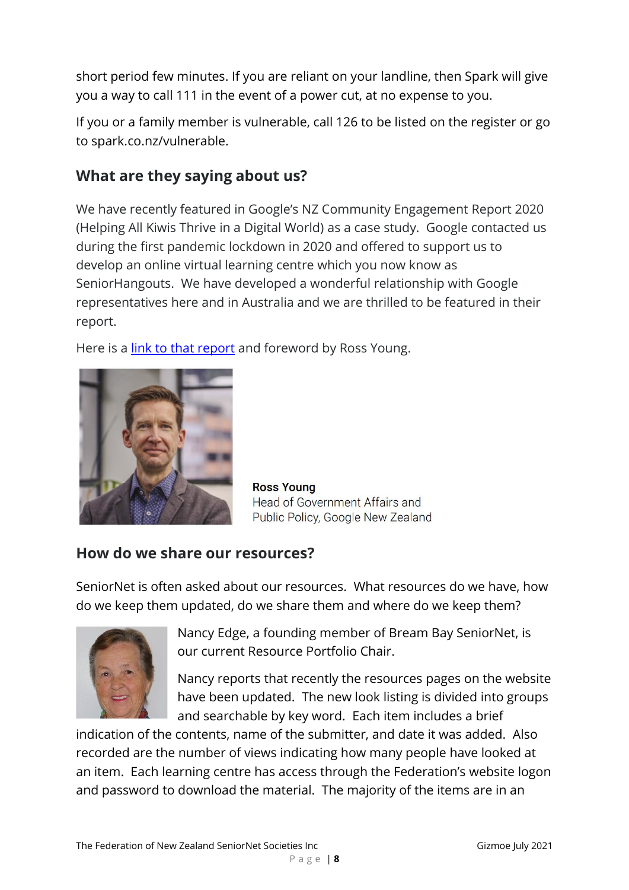short period few minutes. If you are reliant on your landline, then Spark will give you a way to call 111 in the event of a power cut, at no expense to you.

If you or a family member is vulnerable, call 126 to be listed on the register or go to spark.co.nz/vulnerable.

## What are they saying about us?

We have recently featured in Google's NZ Community Engagement Report 2020 (Helping All Kiwis Thrive in a Digital World) as a case study. Google contacted us during the first pandemic lockdown in 2020 and offered to support us to develop an online virtual learning centre which you now know as SeniorHangouts. We have developed a wonderful relationship with Google representatives here and in Australia and we are thrilled to be featured in their report.

Here is a link to that report and foreword by Ross Young.

**Ross Young**
Head of Government Affairs and Public Policy, Google New Zealand

## How do we share our resources?

SeniorNet is often asked about our resources. What resources do we have, how do we keep them updated, do we share them and where do we keep them?

Nancy Edge, a founding member of Bream Bay SeniorNet, is our current Resource Portfolio Chair.

Nancy reports that recently the resources pages on the website have been updated. The new look listing is divided into groups and searchable by key word. Each item includes a brief indication of the contents, name of the submitter, and date it was added. Also recorded are the number of views indicating how many people have looked at an item. Each learning centre has access through the Federation's website logon and password to download the material. The majority of the items are in an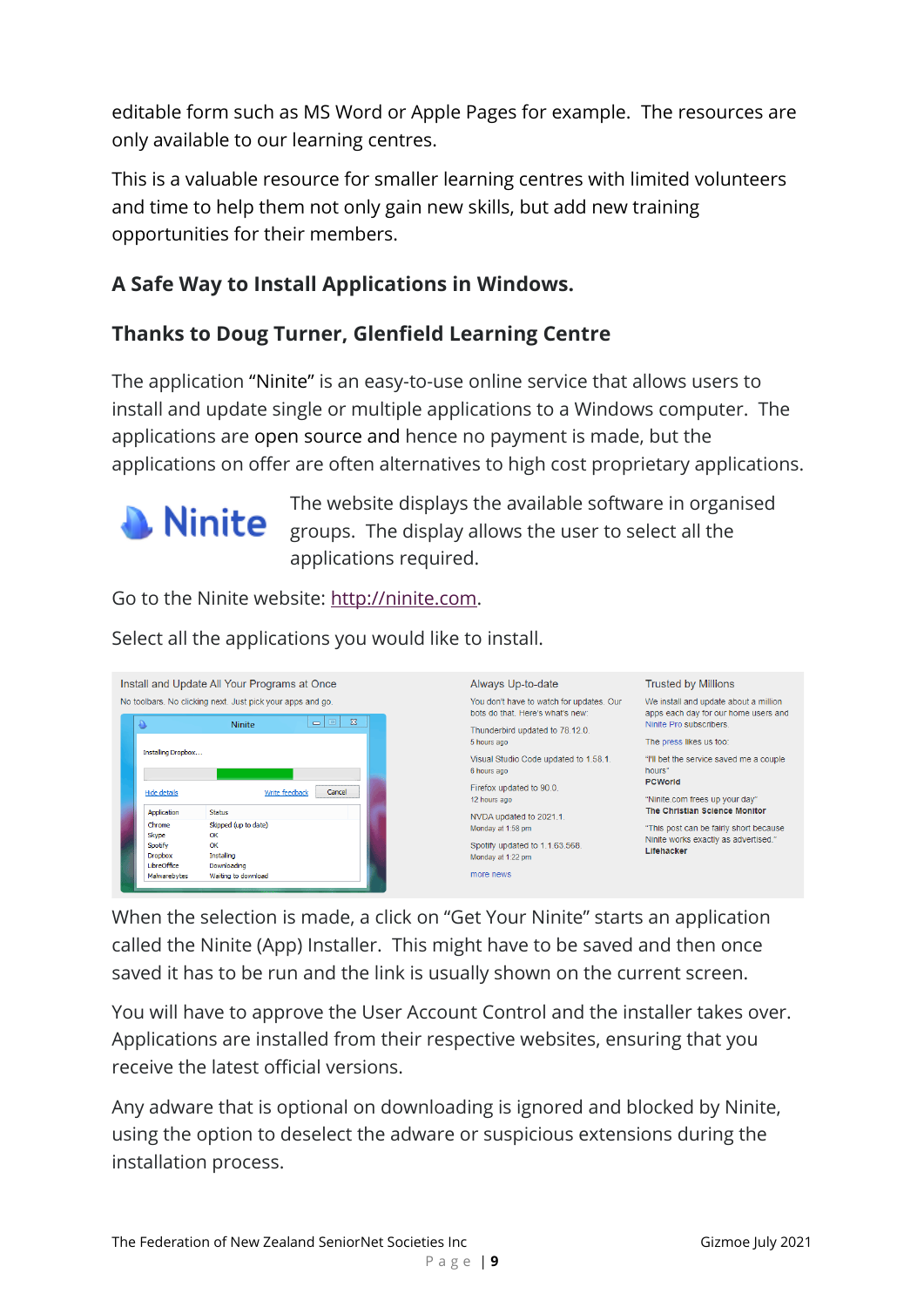editable form such as MS Word or Apple Pages for example. The resources are only available to our learning centres.

This is a valuable resource for smaller learning centres with limited volunteers and time to help them not only gain new skills, but add new training opportunities for their members.

### A Safe Way to Install Applications in Windows.

### Thanks to Doug Turner, Glenfield Learning Centre

The application "Ninite" is an easy-to-use online service that allows users to install and update single or multiple applications to a Windows computer. The applications are open source and hence no payment is made, but the applications on offer are often alternatives to high cost proprietary applications.

The website displays the available software in organised groups. The display allows the user to select all the applications required.

Go to the Ninite website: http://ninite.com.

Select all the applications you would like to install.

When the selection is made, a click on "Get Your Ninite" starts an application called the Ninite (App) Installer. This might have to be saved and then once saved it has to be run and the link is usually shown on the current screen.

You will have to approve the User Account Control and the installer takes over. Applications are installed from their respective websites, ensuring that you receive the latest official versions.

Any adware that is optional on downloading is ignored and blocked by Ninite, using the option to deselect the adware or suspicious extensions during the installation process.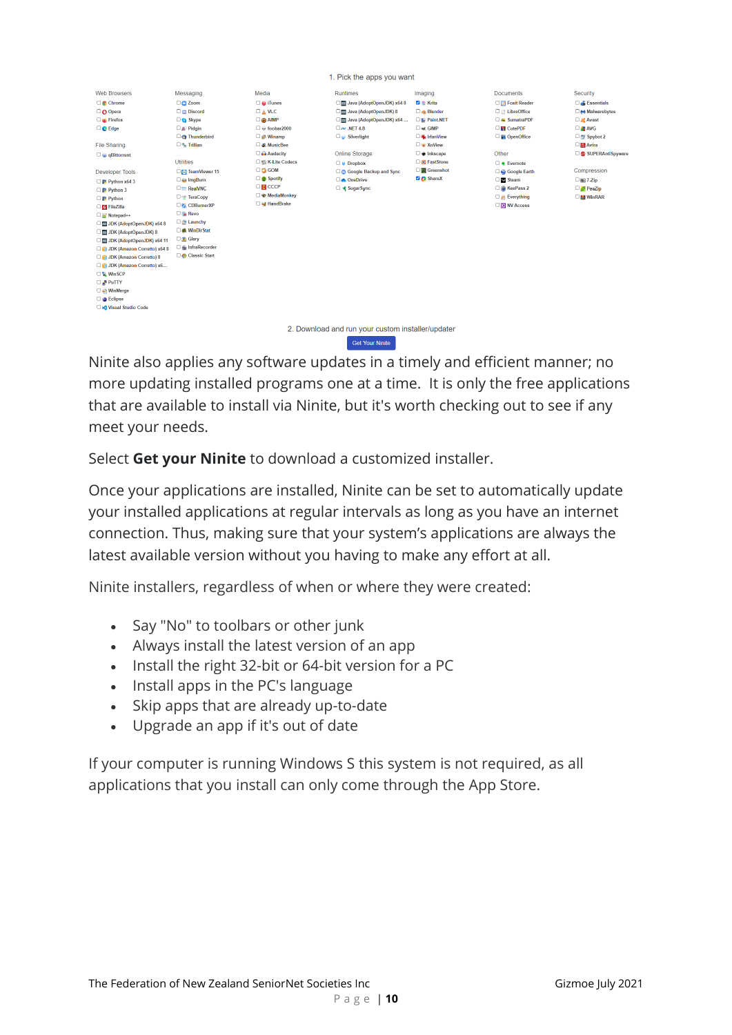1. Pick the apps you want

**Web Browsers**

- Chrome
- Opera
- Firefox
- Edge

**File Sharing**

- qBittorrent

**Developer Tools**

- Python x64 3
- Python 3
- Python
- FileZilla
- Notepad++
- JDK (AdoptOpenJDK) x64 8
- JDK (AdoptOpenJDK) 8
- JDK (AdoptOpenJDK) x64 11
- JDK (Amazon Corretto) x64 8
- JDK (Amazon Corretto) 8
- JDK (Amazon Corretto) x6...
- WinSCP
- PuTTY
- WinMerge
- Eclipse
- Visual Studio Code

**Messaging**

- Zoom
- Discord
- Skype
- Pidgin
- Thunderbird
- Trillian

**Utilities**

- TeamViewer 15
- ImgBurn
- RealVNC
- TeraCopy
- CDBurnerXP
- Revo
- Launchy
- WinDirStat
- Glary
- InfraRecorder
- Classic Start

**Media**

- iTunes
- VLC
- AIMP
- foobar2000
- Winamp
- MusicBee
- Audacity
- K-Lite Codecs
- GOM
- Spotify
- CCCP
- MediaMonkey
- HandBrake

**Runtimes**

- Java (AdoptOpenJDK) x64 8
- Java (AdoptOpenJDK) 8
- Java (AdoptOpenJDK) x64 ...
- .NET 4.8
- Silverlight

**Online Storage**

- Dropbox
- Google Backup and Sync
- OneDrive
- SugarSync

**Imaging**

- Krita
- Blender
- Paint.NET
- GIMP
- IrfanView
- XnView
- Inkscape
- FastStone
- Greenshot
- ShareX

**Documents**

- Foxit Reader
- LibreOffice
- SumatraPDF
- CutePDF
- OpenOffice

**Other**

- Evernote
- Google Earth
- Steam
- KeePass 2
- Everything
- NV Access

**Security**

- Essentials
- Malwarebytes
- Avast
- AVG
- Spybot 2
- Avira
- SUPERAntiSpyware

**Compression**

- 7-Zip
- PeaZip
- WinRAR

2. Download and run your custom installer/updater

Get Your Ninite

Ninite also applies any software updates in a timely and efficient manner; no more updating installed programs one at a time. It is only the free applications that are available to install via Ninite, but it's worth checking out to see if any meet your needs.

Select **Get your Ninite** to download a customized installer.

Once your applications are installed, Ninite can be set to automatically update your installed applications at regular intervals as long as you have an internet connection. Thus, making sure that your system's applications are always the latest available version without you having to make any effort at all.

Ninite installers, regardless of when or where they were created:

- Say "No" to toolbars or other junk
- Always install the latest version of an app
- Install the right 32-bit or 64-bit version for a PC
- Install apps in the PC's language
- Skip apps that are already up-to-date
- Upgrade an app if it's out of date

If your computer is running Windows S this system is not required, as all applications that you install can only come through the App Store.